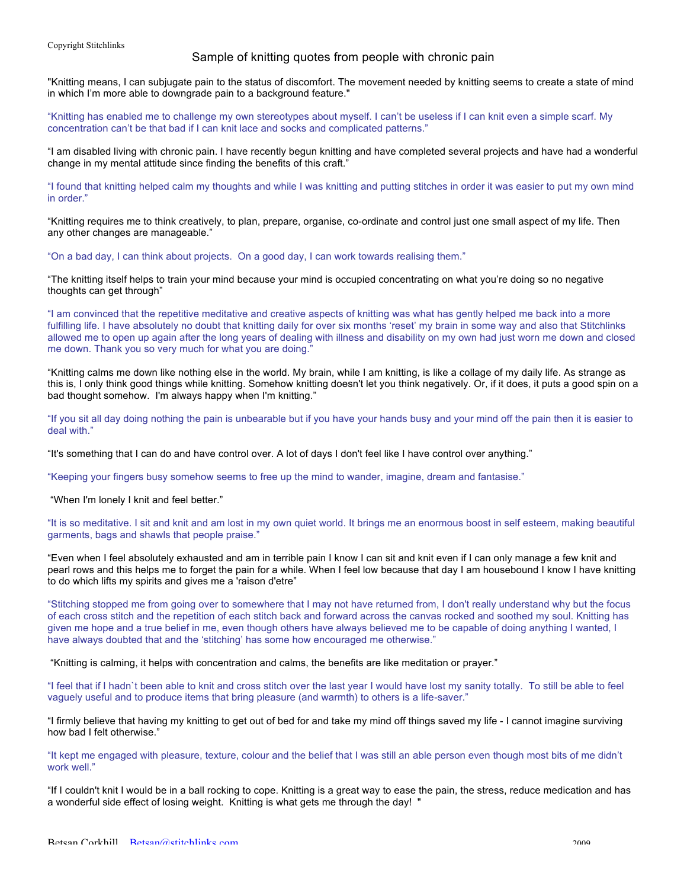Copyright Stitchlinks

# Sample of knitting quotes from people with chronic pain

"Knitting means, I can subjugate pain to the status of discomfort. The movement needed by knitting seems to create a state of mind in which I'm more able to downgrade pain to a background feature."

"Knitting has enabled me to challenge my own stereotypes about myself. I can't be useless if I can knit even a simple scarf. My concentration can't be that bad if I can knit lace and socks and complicated patterns."

"I am disabled living with chronic pain. I have recently begun knitting and have completed several projects and have had a wonderful change in my mental attitude since finding the benefits of this craft."

"I found that knitting helped calm my thoughts and while I was knitting and putting stitches in order it was easier to put my own mind in order."

"Knitting requires me to think creatively, to plan, prepare, organise, co-ordinate and control just one small aspect of my life. Then any other changes are manageable."

"On a bad day, I can think about projects. On a good day, I can work towards realising them."

"The knitting itself helps to train your mind because your mind is occupied concentrating on what you're doing so no negative thoughts can get through"

"I am convinced that the repetitive meditative and creative aspects of knitting was what has gently helped me back into a more fulfilling life. I have absolutely no doubt that knitting daily for over six months 'reset' my brain in some way and also that Stitchlinks allowed me to open up again after the long years of dealing with illness and disability on my own had just worn me down and closed me down. Thank you so very much for what you are doing."

"Knitting calms me down like nothing else in the world. My brain, while I am knitting, is like a collage of my daily life. As strange as this is, I only think good things while knitting. Somehow knitting doesn't let you think negatively. Or, if it does, it puts a good spin on a bad thought somehow. I'm always happy when I'm knitting."

"If you sit all day doing nothing the pain is unbearable but if you have your hands busy and your mind off the pain then it is easier to deal with."

"It's something that I can do and have control over. A lot of days I don't feel like I have control over anything."

"Keeping your fingers busy somehow seems to free up the mind to wander, imagine, dream and fantasise."

"When I'm lonely I knit and feel better."

"It is so meditative. I sit and knit and am lost in my own quiet world. It brings me an enormous boost in self esteem, making beautiful garments, bags and shawls that people praise."

"Even when I feel absolutely exhausted and am in terrible pain I know I can sit and knit even if I can only manage a few knit and pearl rows and this helps me to forget the pain for a while. When I feel low because that day I am housebound I know I have knitting to do which lifts my spirits and gives me a 'raison d'etre"

"Stitching stopped me from going over to somewhere that I may not have returned from, I don't really understand why but the focus of each cross stitch and the repetition of each stitch back and forward across the canvas rocked and soothed my soul. Knitting has given me hope and a true belief in me, even though others have always believed me to be capable of doing anything I wanted, I have always doubted that and the 'stitching' has some how encouraged me otherwise."

"Knitting is calming, it helps with concentration and calms, the benefits are like meditation or prayer."

"I feel that if I hadn`t been able to knit and cross stitch over the last year I would have lost my sanity totally. To still be able to feel vaguely useful and to produce items that bring pleasure (and warmth) to others is a life-saver."

"I firmly believe that having my knitting to get out of bed for and take my mind off things saved my life - I cannot imagine surviving how bad I felt otherwise."

"It kept me engaged with pleasure, texture, colour and the belief that I was still an able person even though most bits of me didn't work well."

"If I couldn't knit I would be in a ball rocking to cope. Knitting is a great way to ease the pain, the stress, reduce medication and has a wonderful side effect of losing weight. Knitting is what gets me through the day! "

Betsan Corkhill Betsan@stitchlinks.com 2009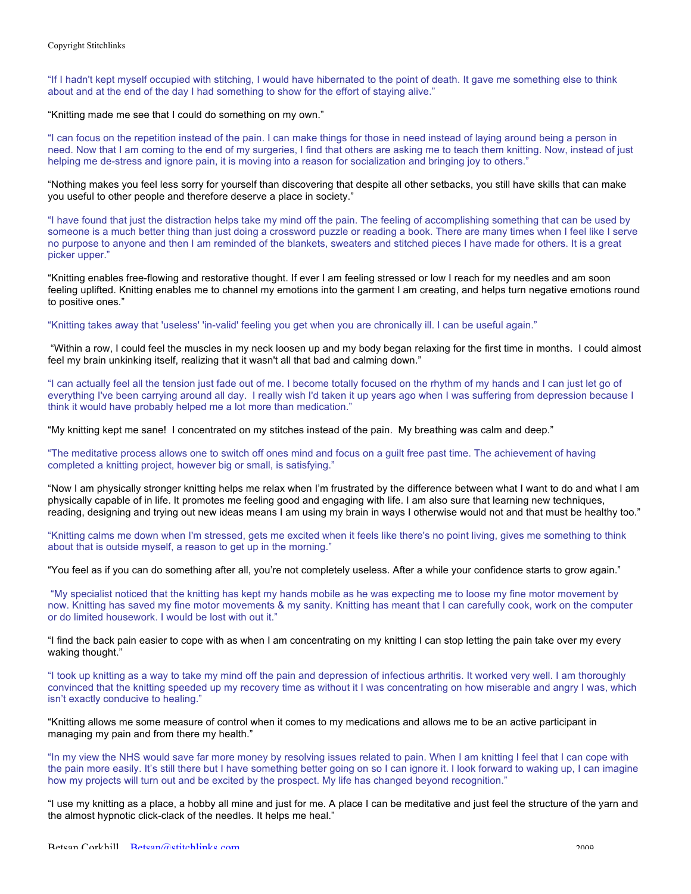"If I hadn't kept myself occupied with stitching, I would have hibernated to the point of death. It gave me something else to think about and at the end of the day I had something to show for the effort of staying alive."

"Knitting made me see that I could do something on my own."

"I can focus on the repetition instead of the pain. I can make things for those in need instead of laying around being a person in need. Now that I am coming to the end of my surgeries, I find that others are asking me to teach them knitting. Now, instead of just helping me de-stress and ignore pain, it is moving into a reason for socialization and bringing joy to others."

"Nothing makes you feel less sorry for yourself than discovering that despite all other setbacks, you still have skills that can make you useful to other people and therefore deserve a place in society."

"I have found that just the distraction helps take my mind off the pain. The feeling of accomplishing something that can be used by someone is a much better thing than just doing a crossword puzzle or reading a book. There are many times when I feel like I serve no purpose to anyone and then I am reminded of the blankets, sweaters and stitched pieces I have made for others. It is a great picker upper."

"Knitting enables free-flowing and restorative thought. If ever I am feeling stressed or low I reach for my needles and am soon feeling uplifted. Knitting enables me to channel my emotions into the garment I am creating, and helps turn negative emotions round to positive ones."

"Knitting takes away that 'useless' 'in-valid' feeling you get when you are chronically ill. I can be useful again."

"Within a row, I could feel the muscles in my neck loosen up and my body began relaxing for the first time in months. I could almost feel my brain unkinking itself, realizing that it wasn't all that bad and calming down."

"I can actually feel all the tension just fade out of me. I become totally focused on the rhythm of my hands and I can just let go of everything I've been carrying around all day. I really wish I'd taken it up years ago when I was suffering from depression because I think it would have probably helped me a lot more than medication."

"My knitting kept me sane! I concentrated on my stitches instead of the pain. My breathing was calm and deep."

"The meditative process allows one to switch off ones mind and focus on a guilt free past time. The achievement of having completed a knitting project, however big or small, is satisfying."

"Now I am physically stronger knitting helps me relax when I'm frustrated by the difference between what I want to do and what I am physically capable of in life. It promotes me feeling good and engaging with life. I am also sure that learning new techniques, reading, designing and trying out new ideas means I am using my brain in ways I otherwise would not and that must be healthy too."

"Knitting calms me down when I'm stressed, gets me excited when it feels like there's no point living, gives me something to think about that is outside myself, a reason to get up in the morning."

"You feel as if you can do something after all, you're not completely useless. After a while your confidence starts to grow again."

"My specialist noticed that the knitting has kept my hands mobile as he was expecting me to loose my fine motor movement by now. Knitting has saved my fine motor movements & my sanity. Knitting has meant that I can carefully cook, work on the computer or do limited housework. I would be lost with out it."

"I find the back pain easier to cope with as when I am concentrating on my knitting I can stop letting the pain take over my every waking thought."

"I took up knitting as a way to take my mind off the pain and depression of infectious arthritis. It worked very well. I am thoroughly convinced that the knitting speeded up my recovery time as without it I was concentrating on how miserable and angry I was, which isn't exactly conducive to healing."

"Knitting allows me some measure of control when it comes to my medications and allows me to be an active participant in managing my pain and from there my health."

"In my view the NHS would save far more money by resolving issues related to pain. When I am knitting I feel that I can cope with the pain more easily. It's still there but I have something better going on so I can ignore it. I look forward to waking up, I can imagine how my projects will turn out and be excited by the prospect. My life has changed beyond recognition."

"I use my knitting as a place, a hobby all mine and just for me. A place I can be meditative and just feel the structure of the yarn and the almost hypnotic click-clack of the needles. It helps me heal."